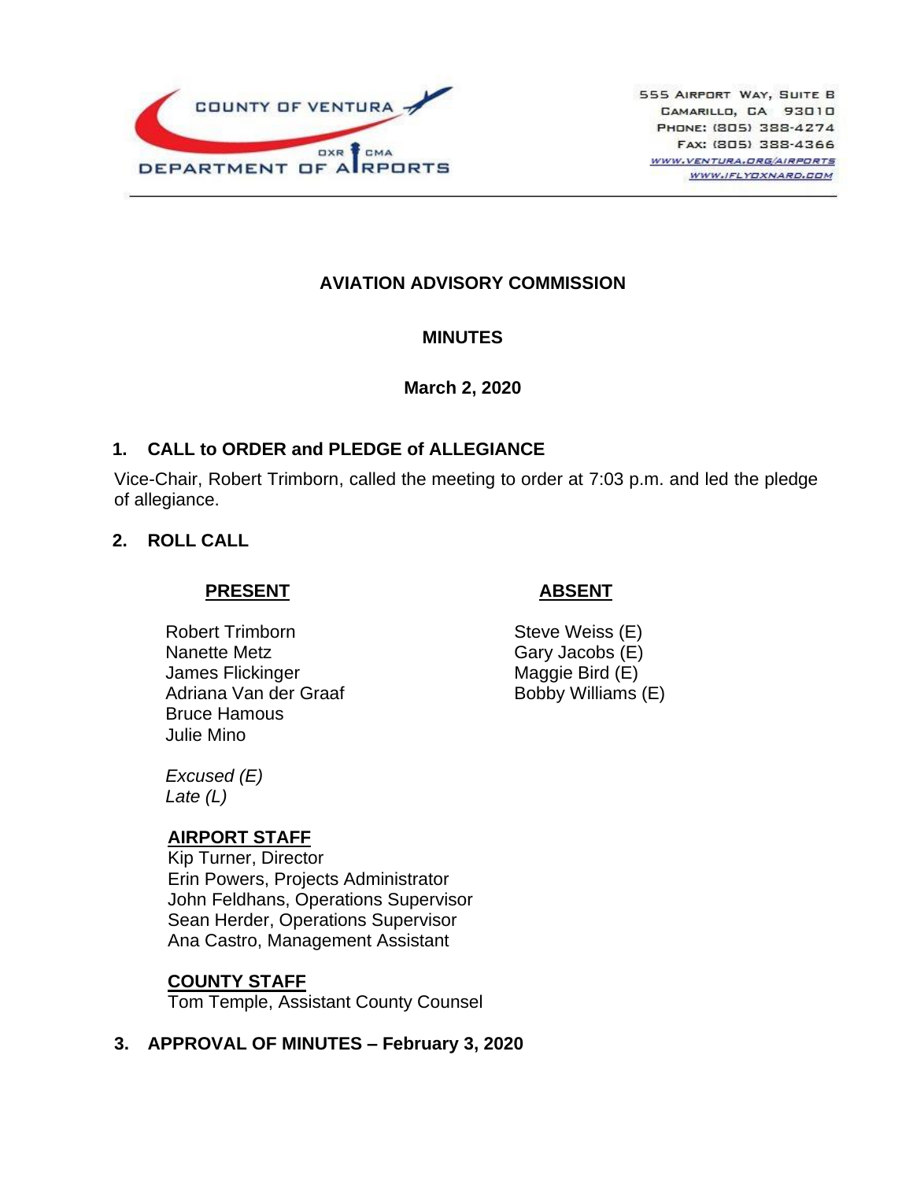COUNTY OF VENTURA
DEPARTMENT OF AIRPORTS
OXR CMA

555 Airport Way, Suite B
Camarillo, CA 93010
Phone: (805) 388-4274
Fax: (805) 388-4366
www.ventura.org/airports
www.iflyoxnard.com

# AVIATION ADVISORY COMMISSION

## MINUTES

**March 2, 2020**

### 1. CALL to ORDER and PLEDGE of ALLEGIANCE

Vice-Chair, Robert Trimborn, called the meeting to order at 7:03 p.m. and led the pledge of allegiance.

### 2. ROLL CALL

**PRESENT**

Robert Trimborn
Nanette Metz
James Flickinger
Adriana Van der Graaf
Bruce Hamous
Julie Mino

**ABSENT**

Steve Weiss (E)
Gary Jacobs (E)
Maggie Bird (E)
Bobby Williams (E)

*Excused (E)*
*Late (L)*

**AIRPORT STAFF**
Kip Turner, Director
Erin Powers, Projects Administrator
John Feldhans, Operations Supervisor
Sean Herder, Operations Supervisor
Ana Castro, Management Assistant

**COUNTY STAFF**
Tom Temple, Assistant County Counsel

### 3. APPROVAL OF MINUTES – February 3, 2020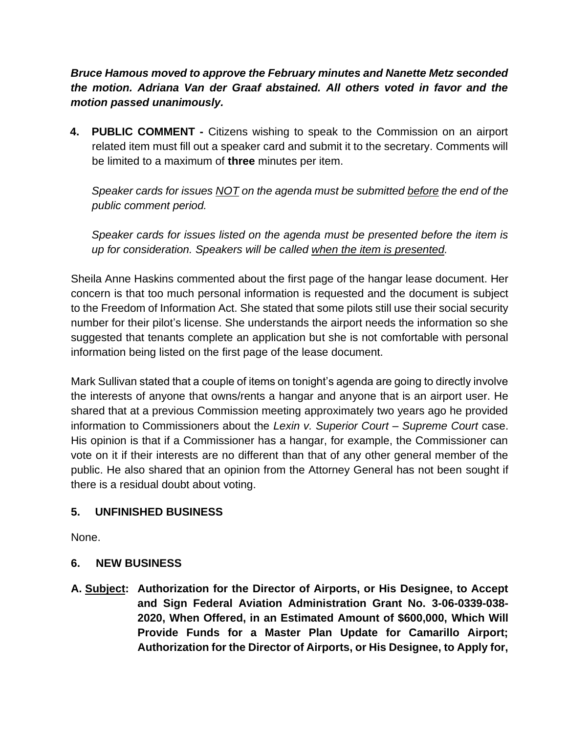***Bruce Hamous moved to approve the February minutes and Nanette Metz seconded the motion. Adriana Van der Graaf abstained. All others voted in favor and the motion passed unanimously.***

**4. PUBLIC COMMENT -** Citizens wishing to speak to the Commission on an airport related item must fill out a speaker card and submit it to the secretary. Comments will be limited to a maximum of **three** minutes per item.

*Speaker cards for issues <u>NOT</u> on the agenda must be submitted <u>before</u> the end of the public comment period.*

*Speaker cards for issues listed on the agenda must be presented before the item is up for consideration. Speakers will be called <u>when the item is presented</u>.*

Sheila Anne Haskins commented about the first page of the hangar lease document. Her concern is that too much personal information is requested and the document is subject to the Freedom of Information Act. She stated that some pilots still use their social security number for their pilot's license. She understands the airport needs the information so she suggested that tenants complete an application but she is not comfortable with personal information being listed on the first page of the lease document.

Mark Sullivan stated that a couple of items on tonight's agenda are going to directly involve the interests of anyone that owns/rents a hangar and anyone that is an airport user. He shared that at a previous Commission meeting approximately two years ago he provided information to Commissioners about the *Lexin v. Superior Court – Supreme Court* case. His opinion is that if a Commissioner has a hangar, for example, the Commissioner can vote on it if their interests are no different than that of any other general member of the public. He also shared that an opinion from the Attorney General has not been sought if there is a residual doubt about voting.

## 5. UNFINISHED BUSINESS

None.

## 6. NEW BUSINESS

**A. <u>Subject</u>: Authorization for the Director of Airports, or His Designee, to Accept and Sign Federal Aviation Administration Grant No. 3-06-0339-038-2020, When Offered, in an Estimated Amount of $600,000, Which Will Provide Funds for a Master Plan Update for Camarillo Airport; Authorization for the Director of Airports, or His Designee, to Apply for,**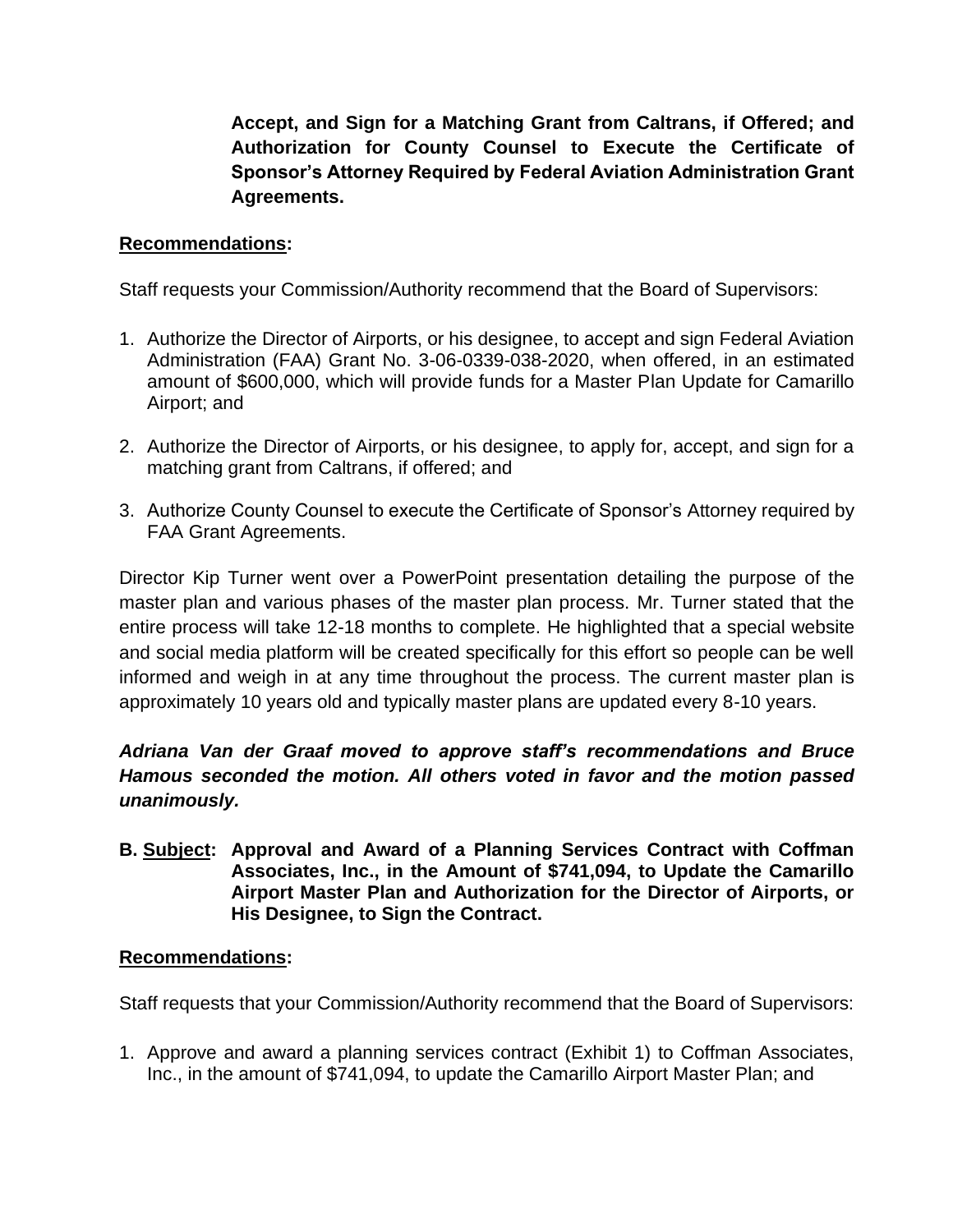**Accept, and Sign for a Matching Grant from Caltrans, if Offered; and Authorization for County Counsel to Execute the Certificate of Sponsor's Attorney Required by Federal Aviation Administration Grant Agreements.**

**<u>Recommendations</u>:**

Staff requests your Commission/Authority recommend that the Board of Supervisors:

1. Authorize the Director of Airports, or his designee, to accept and sign Federal Aviation Administration (FAA) Grant No. 3-06-0339-038-2020, when offered, in an estimated amount of $600,000, which will provide funds for a Master Plan Update for Camarillo Airport; and

2. Authorize the Director of Airports, or his designee, to apply for, accept, and sign for a matching grant from Caltrans, if offered; and

3. Authorize County Counsel to execute the Certificate of Sponsor's Attorney required by FAA Grant Agreements.

Director Kip Turner went over a PowerPoint presentation detailing the purpose of the master plan and various phases of the master plan process. Mr. Turner stated that the entire process will take 12-18 months to complete. He highlighted that a special website and social media platform will be created specifically for this effort so people can be well informed and weigh in at any time throughout the process. The current master plan is approximately 10 years old and typically master plans are updated every 8-10 years.

***Adriana Van der Graaf moved to approve staff's recommendations and Bruce Hamous seconded the motion. All others voted in favor and the motion passed unanimously.***

**B. <u>Subject</u>: Approval and Award of a Planning Services Contract with Coffman Associates, Inc., in the Amount of $741,094, to Update the Camarillo Airport Master Plan and Authorization for the Director of Airports, or His Designee, to Sign the Contract.**

**<u>Recommendations</u>:**

Staff requests that your Commission/Authority recommend that the Board of Supervisors:

1. Approve and award a planning services contract (Exhibit 1) to Coffman Associates, Inc., in the amount of $741,094, to update the Camarillo Airport Master Plan; and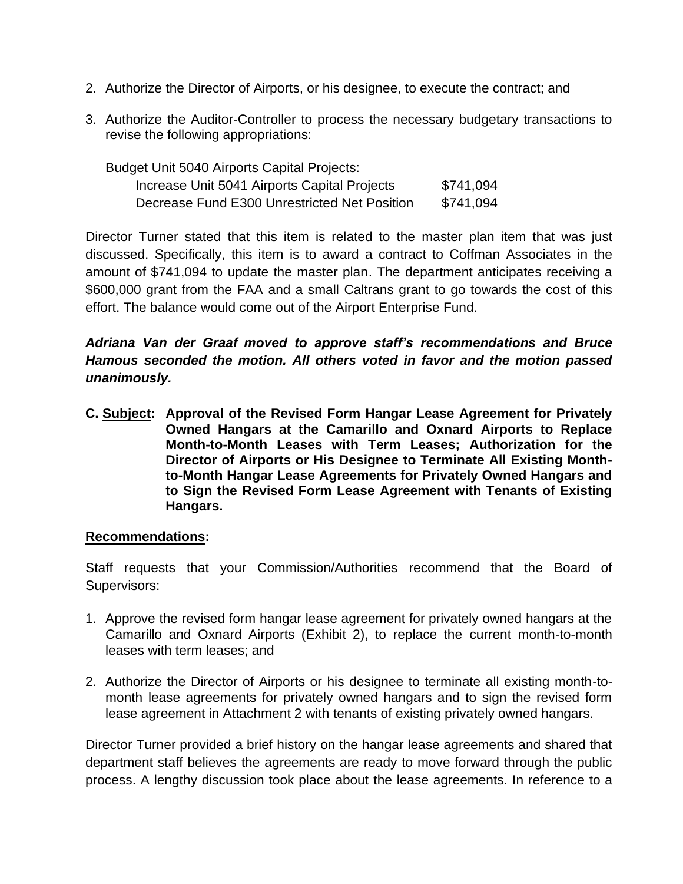2. Authorize the Director of Airports, or his designee, to execute the contract; and

3. Authorize the Auditor-Controller to process the necessary budgetary transactions to revise the following appropriations:

| Budget Unit 5040 Airports Capital Projects: | |
| --- | --- |
| Increase Unit 5041 Airports Capital Projects | $741,094 |
| Decrease Fund E300 Unrestricted Net Position | $741,094 |

Director Turner stated that this item is related to the master plan item that was just discussed. Specifically, this item is to award a contract to Coffman Associates in the amount of $741,094 to update the master plan. The department anticipates receiving a $600,000 grant from the FAA and a small Caltrans grant to go towards the cost of this effort. The balance would come out of the Airport Enterprise Fund.

***Adriana Van der Graaf moved to approve staff's recommendations and Bruce Hamous seconded the motion. All others voted in favor and the motion passed unanimously.***

**C. Subject: Approval of the Revised Form Hangar Lease Agreement for Privately Owned Hangars at the Camarillo and Oxnard Airports to Replace Month-to-Month Leases with Term Leases; Authorization for the Director of Airports or His Designee to Terminate All Existing Month-to-Month Hangar Lease Agreements for Privately Owned Hangars and to Sign the Revised Form Lease Agreement with Tenants of Existing Hangars.**

**Recommendations:**

Staff requests that your Commission/Authorities recommend that the Board of Supervisors:

1. Approve the revised form hangar lease agreement for privately owned hangars at the Camarillo and Oxnard Airports (Exhibit 2), to replace the current month-to-month leases with term leases; and

2. Authorize the Director of Airports or his designee to terminate all existing month-to-month lease agreements for privately owned hangars and to sign the revised form lease agreement in Attachment 2 with tenants of existing privately owned hangars.

Director Turner provided a brief history on the hangar lease agreements and shared that department staff believes the agreements are ready to move forward through the public process. A lengthy discussion took place about the lease agreements. In reference to a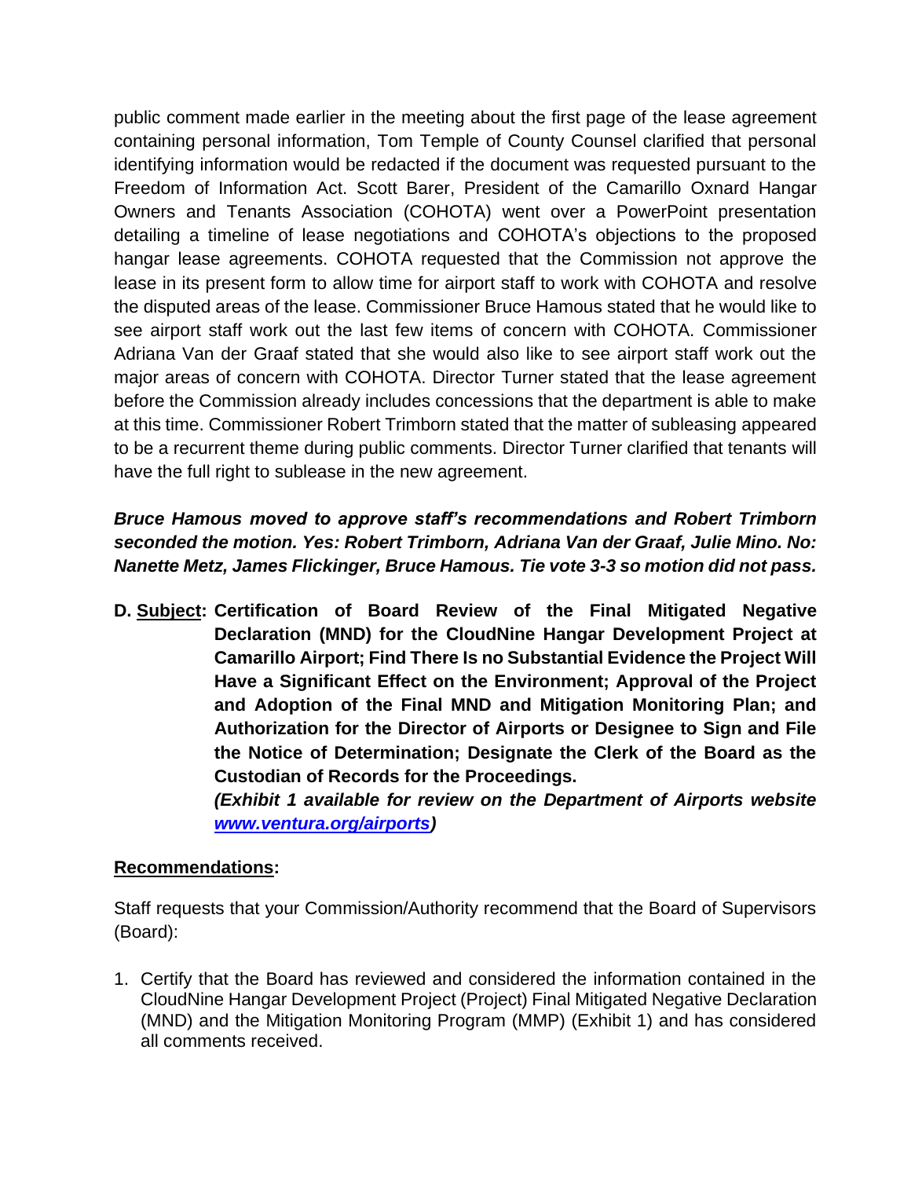public comment made earlier in the meeting about the first page of the lease agreement containing personal information, Tom Temple of County Counsel clarified that personal identifying information would be redacted if the document was requested pursuant to the Freedom of Information Act. Scott Barer, President of the Camarillo Oxnard Hangar Owners and Tenants Association (COHOTA) went over a PowerPoint presentation detailing a timeline of lease negotiations and COHOTA's objections to the proposed hangar lease agreements. COHOTA requested that the Commission not approve the lease in its present form to allow time for airport staff to work with COHOTA and resolve the disputed areas of the lease. Commissioner Bruce Hamous stated that he would like to see airport staff work out the last few items of concern with COHOTA. Commissioner Adriana Van der Graaf stated that she would also like to see airport staff work out the major areas of concern with COHOTA. Director Turner stated that the lease agreement before the Commission already includes concessions that the department is able to make at this time. Commissioner Robert Trimborn stated that the matter of subleasing appeared to be a recurrent theme during public comments. Director Turner clarified that tenants will have the full right to sublease in the new agreement.

***Bruce Hamous moved to approve staff's recommendations and Robert Trimborn seconded the motion. Yes: Robert Trimborn, Adriana Van der Graaf, Julie Mino. No: Nanette Metz, James Flickinger, Bruce Hamous. Tie vote 3-3 so motion did not pass.***

**D. <u>Subject</u>: Certification of Board Review of the Final Mitigated Negative Declaration (MND) for the CloudNine Hangar Development Project at Camarillo Airport; Find There Is no Substantial Evidence the Project Will Have a Significant Effect on the Environment; Approval of the Project and Adoption of the Final MND and Mitigation Monitoring Plan; and Authorization for the Director of Airports or Designee to Sign and File the Notice of Determination; Designate the Clerk of the Board as the Custodian of Records for the Proceedings.**

***(Exhibit 1 available for review on the Department of Airports website [www.ventura.org/airports](www.ventura.org/airports))***

**<u>Recommendations</u>:**

Staff requests that your Commission/Authority recommend that the Board of Supervisors (Board):

1. Certify that the Board has reviewed and considered the information contained in the CloudNine Hangar Development Project (Project) Final Mitigated Negative Declaration (MND) and the Mitigation Monitoring Program (MMP) (Exhibit 1) and has considered all comments received.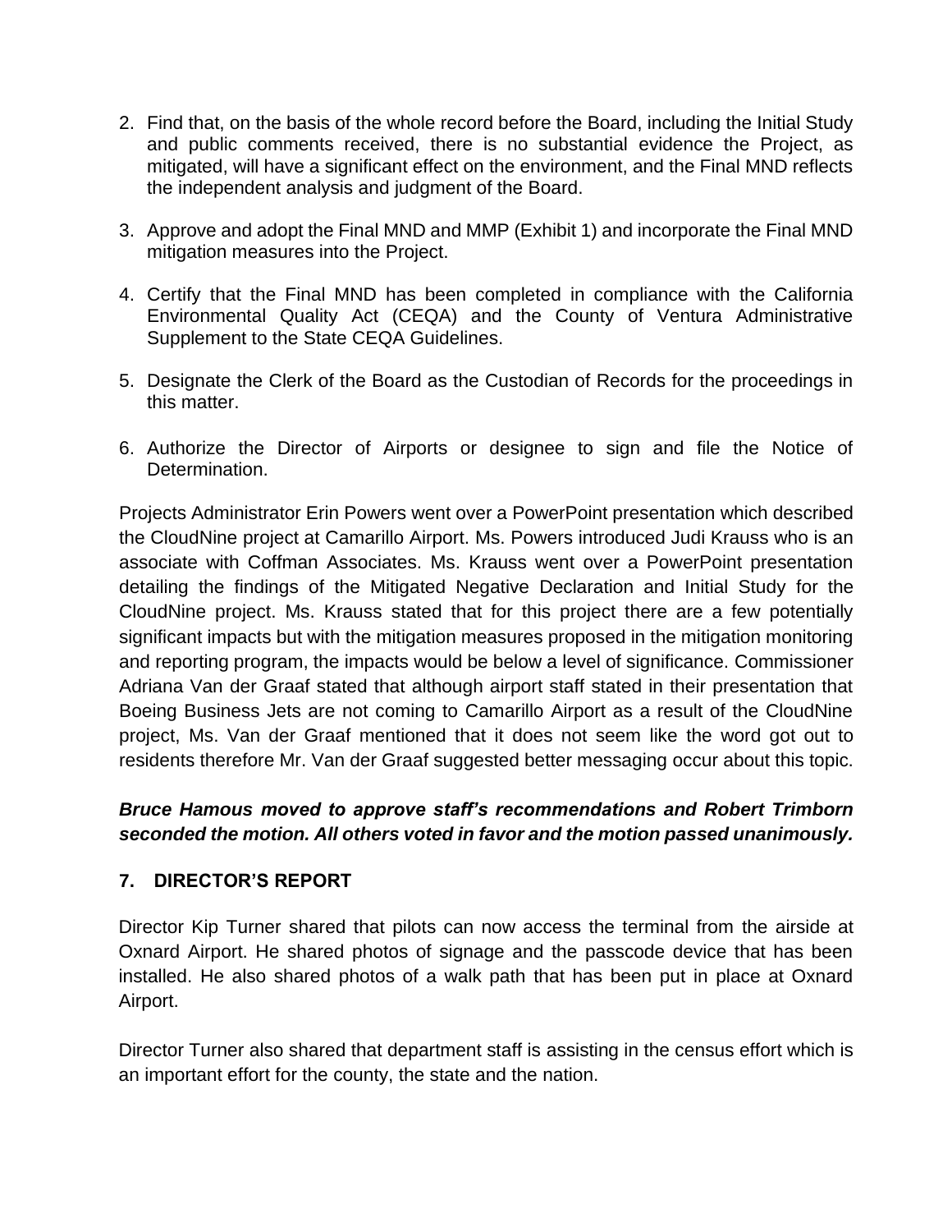2. Find that, on the basis of the whole record before the Board, including the Initial Study and public comments received, there is no substantial evidence the Project, as mitigated, will have a significant effect on the environment, and the Final MND reflects the independent analysis and judgment of the Board.

3. Approve and adopt the Final MND and MMP (Exhibit 1) and incorporate the Final MND mitigation measures into the Project.

4. Certify that the Final MND has been completed in compliance with the California Environmental Quality Act (CEQA) and the County of Ventura Administrative Supplement to the State CEQA Guidelines.

5. Designate the Clerk of the Board as the Custodian of Records for the proceedings in this matter.

6. Authorize the Director of Airports or designee to sign and file the Notice of Determination.

Projects Administrator Erin Powers went over a PowerPoint presentation which described the CloudNine project at Camarillo Airport. Ms. Powers introduced Judi Krauss who is an associate with Coffman Associates. Ms. Krauss went over a PowerPoint presentation detailing the findings of the Mitigated Negative Declaration and Initial Study for the CloudNine project. Ms. Krauss stated that for this project there are a few potentially significant impacts but with the mitigation measures proposed in the mitigation monitoring and reporting program, the impacts would be below a level of significance. Commissioner Adriana Van der Graaf stated that although airport staff stated in their presentation that Boeing Business Jets are not coming to Camarillo Airport as a result of the CloudNine project, Ms. Van der Graaf mentioned that it does not seem like the word got out to residents therefore Mr. Van der Graaf suggested better messaging occur about this topic.

***Bruce Hamous moved to approve staff's recommendations and Robert Trimborn seconded the motion. All others voted in favor and the motion passed unanimously.***

### 7. DIRECTOR'S REPORT

Director Kip Turner shared that pilots can now access the terminal from the airside at Oxnard Airport. He shared photos of signage and the passcode device that has been installed. He also shared photos of a walk path that has been put in place at Oxnard Airport.

Director Turner also shared that department staff is assisting in the census effort which is an important effort for the county, the state and the nation.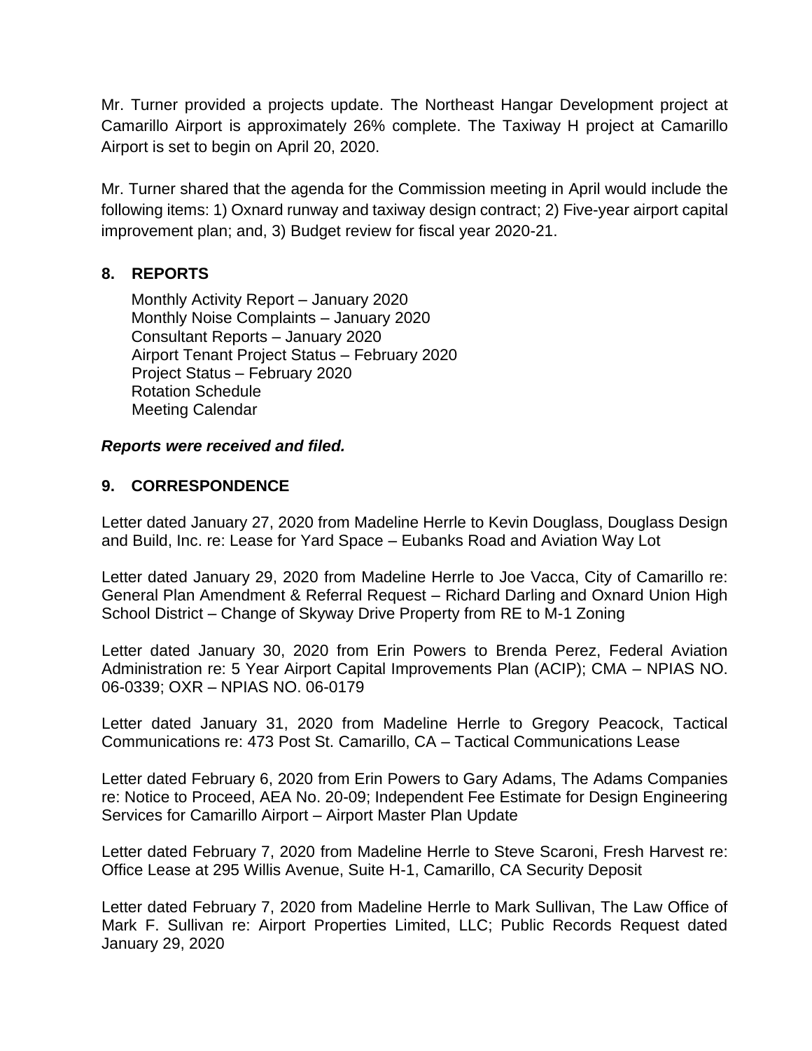Mr. Turner provided a projects update. The Northeast Hangar Development project at Camarillo Airport is approximately 26% complete. The Taxiway H project at Camarillo Airport is set to begin on April 20, 2020.

Mr. Turner shared that the agenda for the Commission meeting in April would include the following items: 1) Oxnard runway and taxiway design contract; 2) Five-year airport capital improvement plan; and, 3) Budget review for fiscal year 2020-21.

## 8. REPORTS

Monthly Activity Report – January 2020
Monthly Noise Complaints – January 2020
Consultant Reports – January 2020
Airport Tenant Project Status – February 2020
Project Status – February 2020
Rotation Schedule
Meeting Calendar

***Reports were received and filed.***

## 9. CORRESPONDENCE

Letter dated January 27, 2020 from Madeline Herrle to Kevin Douglass, Douglass Design and Build, Inc. re: Lease for Yard Space – Eubanks Road and Aviation Way Lot

Letter dated January 29, 2020 from Madeline Herrle to Joe Vacca, City of Camarillo re: General Plan Amendment & Referral Request – Richard Darling and Oxnard Union High School District – Change of Skyway Drive Property from RE to M-1 Zoning

Letter dated January 30, 2020 from Erin Powers to Brenda Perez, Federal Aviation Administration re: 5 Year Airport Capital Improvements Plan (ACIP); CMA – NPIAS NO. 06-0339; OXR – NPIAS NO. 06-0179

Letter dated January 31, 2020 from Madeline Herrle to Gregory Peacock, Tactical Communications re: 473 Post St. Camarillo, CA – Tactical Communications Lease

Letter dated February 6, 2020 from Erin Powers to Gary Adams, The Adams Companies re: Notice to Proceed, AEA No. 20-09; Independent Fee Estimate for Design Engineering Services for Camarillo Airport – Airport Master Plan Update

Letter dated February 7, 2020 from Madeline Herrle to Steve Scaroni, Fresh Harvest re: Office Lease at 295 Willis Avenue, Suite H-1, Camarillo, CA Security Deposit

Letter dated February 7, 2020 from Madeline Herrle to Mark Sullivan, The Law Office of Mark F. Sullivan re: Airport Properties Limited, LLC; Public Records Request dated January 29, 2020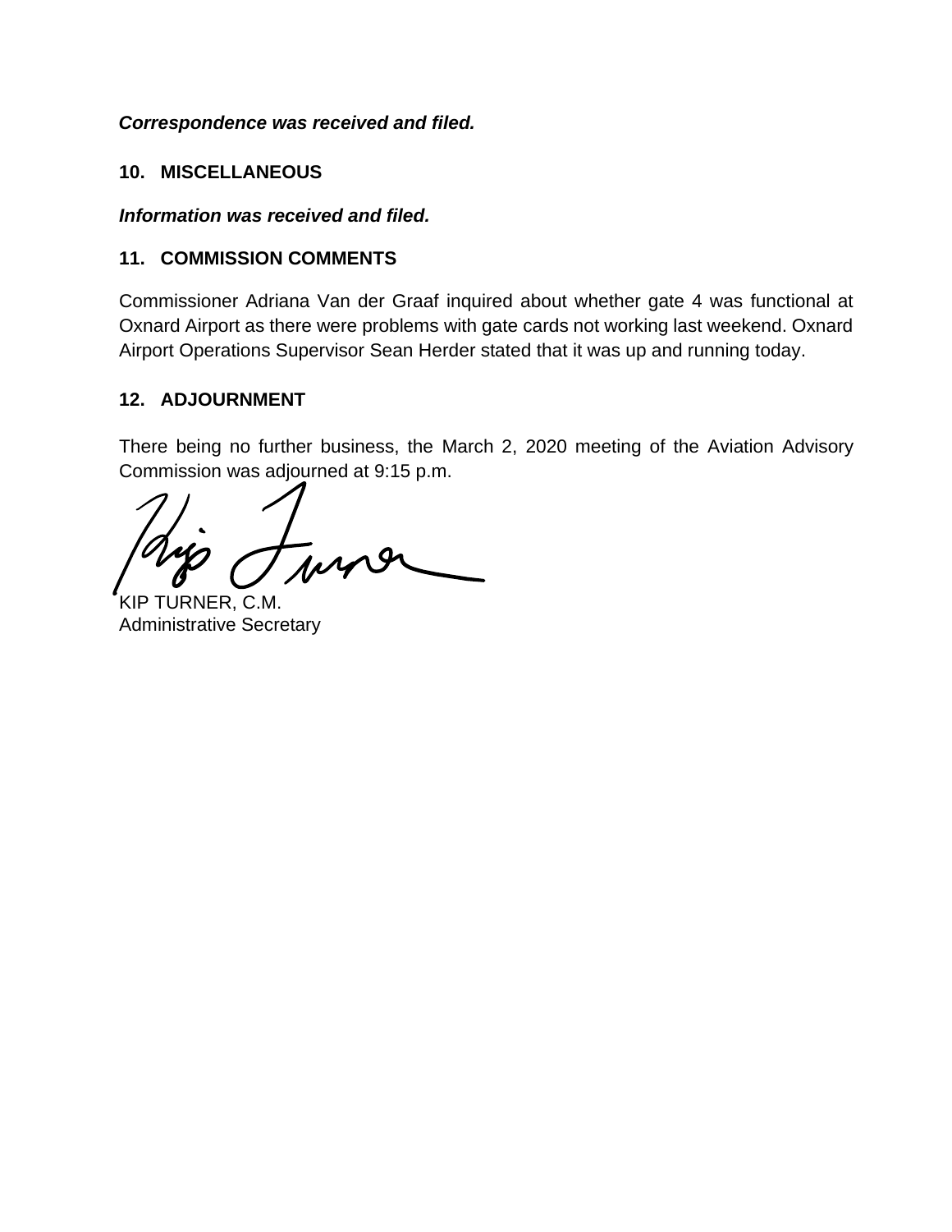***Correspondence was received and filed.***

## 10. MISCELLANEOUS

***Information was received and filed.***

## 11. COMMISSION COMMENTS

Commissioner Adriana Van der Graaf inquired about whether gate 4 was functional at Oxnard Airport as there were problems with gate cards not working last weekend. Oxnard Airport Operations Supervisor Sean Herder stated that it was up and running today.

## 12. ADJOURNMENT

There being no further business, the March 2, 2020 meeting of the Aviation Advisory Commission was adjourned at 9:15 p.m.

KIP TURNER, C.M.
Administrative Secretary